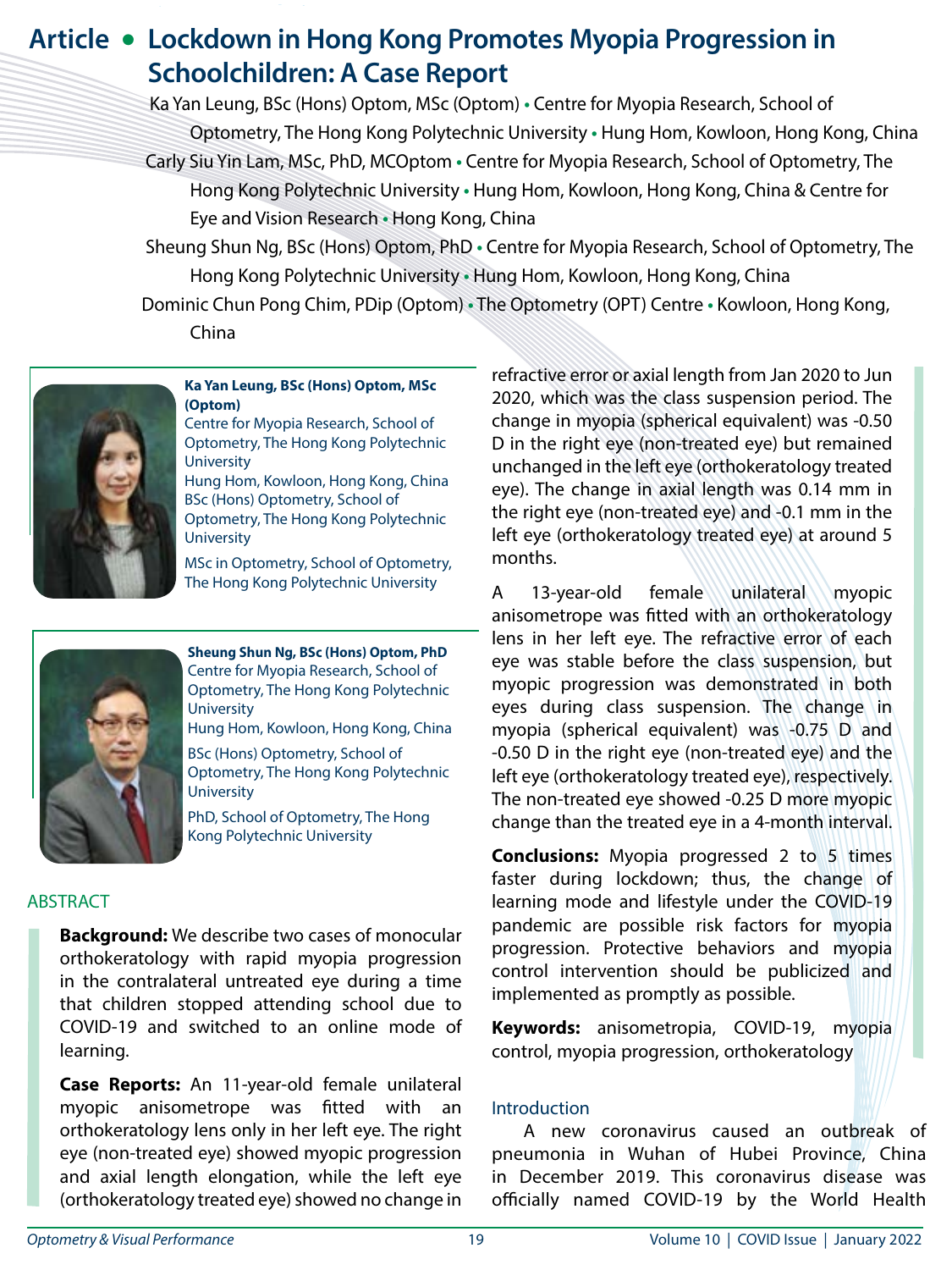# Article • Lockdown in Hong Kong Promotes Myopia Progression in Schoolchildren: A Case Report

Ka Yan Leung, BSc (Hons) Optom, MSc (Optom) • Centre for Myopia Research, School of Optometry, The Hong Kong Polytechnic University • Hung Hom, Kowloon, Hong Kong, China

Carly Siu Yin Lam, MSc, PhD, MCOptom • Centre for Myopia Research, School of Optometry, The Hong Kong Polytechnic University • Hung Hom, Kowloon, Hong Kong, China & Centre for Eye and Vision Research • Hong Kong, China

Sheung Shun Ng, BSc (Hons) Optom, PhD • Centre for Myopia Research, School of Optometry, The Hong Kong Polytechnic University • Hung Hom, Kowloon, Hong Kong, China

Dominic Chun Pong Chim, PDip (Optom) • The Optometry (OPT) Centre • Kowloon, Hong Kong, China

**Ka Yan Leung, BSc (Hons) Optom, MSc (Optom)**
Centre for Myopia Research, School of Optometry, The Hong Kong Polytechnic University
Hung Hom, Kowloon, Hong Kong, China
BSc (Hons) Optometry, School of Optometry, The Hong Kong Polytechnic University
MSc in Optometry, School of Optometry, The Hong Kong Polytechnic University

**Sheung Shun Ng, BSc (Hons) Optom, PhD**
Centre for Myopia Research, School of Optometry, The Hong Kong Polytechnic University
Hung Hom, Kowloon, Hong Kong, China
BSc (Hons) Optometry, School of Optometry, The Hong Kong Polytechnic University
PhD, School of Optometry, The Hong Kong Polytechnic University

## ABSTRACT

**Background:** We describe two cases of monocular orthokeratology with rapid myopia progression in the contralateral untreated eye during a time that children stopped attending school due to COVID-19 and switched to an online mode of learning.

**Case Reports:** An 11-year-old female unilateral myopic anisometrope was fitted with an orthokeratology lens only in her left eye. The right eye (non-treated eye) showed myopic progression and axial length elongation, while the left eye (orthokeratology treated eye) showed no change in refractive error or axial length from Jan 2020 to Jun 2020, which was the class suspension period. The change in myopia (spherical equivalent) was -0.50 D in the right eye (non-treated eye) but remained unchanged in the left eye (orthokeratology treated eye). The change in axial length was 0.14 mm in the right eye (non-treated eye) and -0.1 mm in the left eye (orthokeratology treated eye) at around 5 months.

A 13-year-old female unilateral myopic anisometrope was fitted with an orthokeratology lens in her left eye. The refractive error of each eye was stable before the class suspension, but myopic progression was demonstrated in both eyes during class suspension. The change in myopia (spherical equivalent) was -0.75 D and -0.50 D in the right eye (non-treated eye) and the left eye (orthokeratology treated eye), respectively. The non-treated eye showed -0.25 D more myopic change than the treated eye in a 4-month interval.

**Conclusions:** Myopia progressed 2 to 5 times faster during lockdown; thus, the change of learning mode and lifestyle under the COVID-19 pandemic are possible risk factors for myopia progression. Protective behaviors and myopia control intervention should be publicized and implemented as promptly as possible.

**Keywords:** anisometropia, COVID-19, myopia control, myopia progression, orthokeratology

## Introduction

A new coronavirus caused an outbreak of pneumonia in Wuhan of Hubei Province, China in December 2019. This coronavirus disease was officially named COVID-19 by the World Health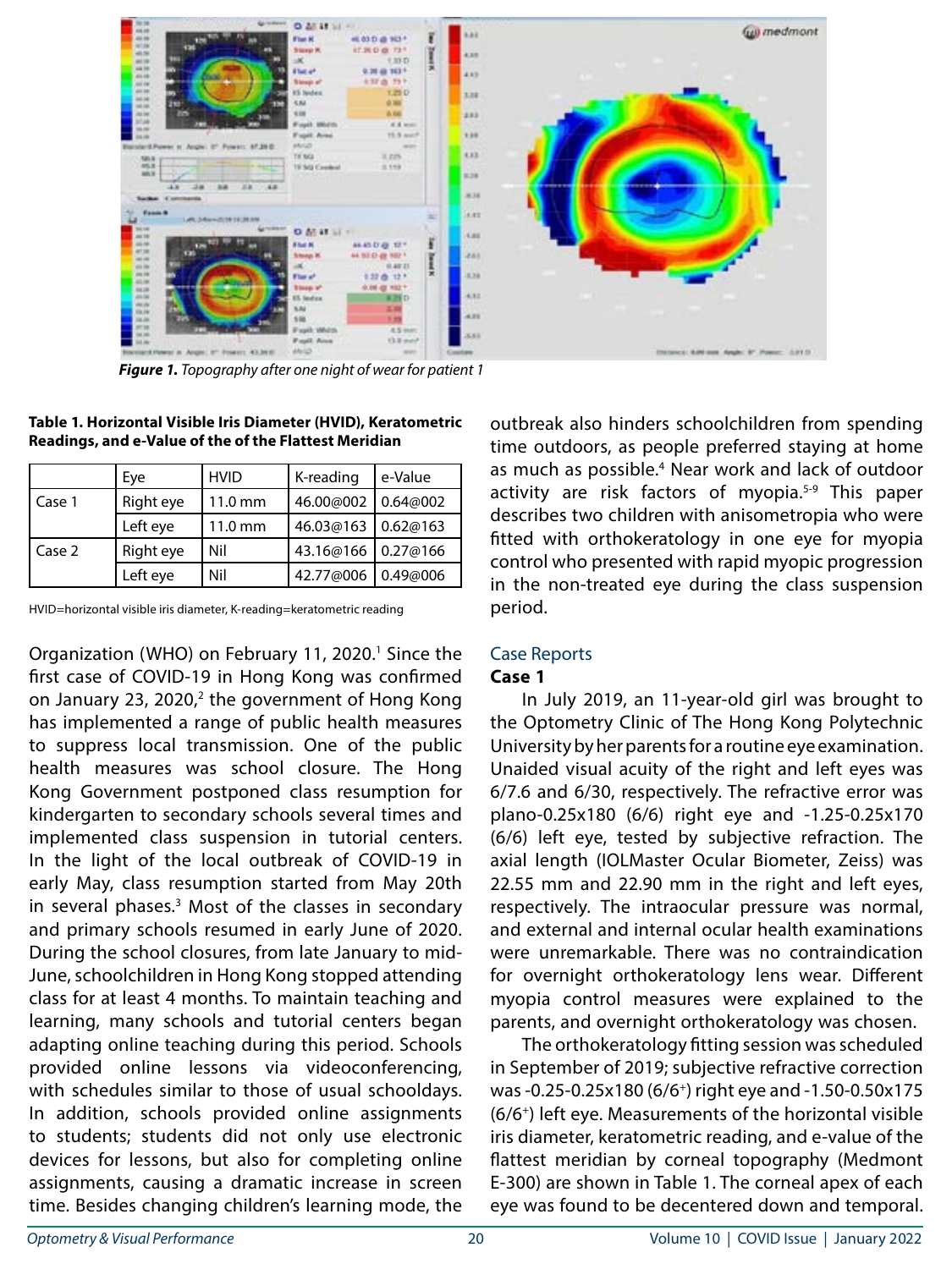*Figure 1. Topography after one night of wear for patient 1*

**Table 1. Horizontal Visible Iris Diameter (HVID), Keratometric Readings, and e-Value of the of the Flattest Meridian**

| | Eye | HVID | K-reading | e-Value |
|---|---|---|---|---|
| Case 1 | Right eye | 11.0 mm | 46.00@002 | 0.64@002 |
| | Left eye | 11.0 mm | 46.03@163 | 0.62@163 |
| Case 2 | Right eye | Nil | 43.16@166 | 0.27@166 |
| | Left eye | Nil | 42.77@006 | 0.49@006 |

HVID=horizontal visible iris diameter, K-reading=keratometric reading

Organization (WHO) on February 11, 2020.[1] Since the first case of COVID-19 in Hong Kong was confirmed on January 23, 2020,[2] the government of Hong Kong has implemented a range of public health measures to suppress local transmission. One of the public health measures was school closure. The Hong Kong Government postponed class resumption for kindergarten to secondary schools several times and implemented class suspension in tutorial centers. In the light of the local outbreak of COVID-19 in early May, class resumption started from May 20th in several phases.[3] Most of the classes in secondary and primary schools resumed in early June of 2020. During the school closures, from late January to mid-June, schoolchildren in Hong Kong stopped attending class for at least 4 months. To maintain teaching and learning, many schools and tutorial centers began adapting online teaching during this period. Schools provided online lessons via videoconferencing, with schedules similar to those of usual schooldays. In addition, schools provided online assignments to students; students did not only use electronic devices for lessons, but also for completing online assignments, causing a dramatic increase in screen time. Besides changing children's learning mode, the outbreak also hinders schoolchildren from spending time outdoors, as people preferred staying at home as much as possible.[4] Near work and lack of outdoor activity are risk factors of myopia.[5-9] This paper describes two children with anisometropia who were fitted with orthokeratology in one eye for myopia control who presented with rapid myopic progression in the non-treated eye during the class suspension period.

## Case Reports

### Case 1

In July 2019, an 11-year-old girl was brought to the Optometry Clinic of The Hong Kong Polytechnic University by her parents for a routine eye examination. Unaided visual acuity of the right and left eyes was 6/7.6 and 6/30, respectively. The refractive error was plano-0.25x180 (6/6) right eye and -1.25-0.25x170 (6/6) left eye, tested by subjective refraction. The axial length (IOLMaster Ocular Biometer, Zeiss) was 22.55 mm and 22.90 mm in the right and left eyes, respectively. The intraocular pressure was normal, and external and internal ocular health examinations were unremarkable. There was no contraindication for overnight orthokeratology lens wear. Different myopia control measures were explained to the parents, and overnight orthokeratology was chosen.

The orthokeratology fitting session was scheduled in September of 2019; subjective refractive correction was -0.25-0.25x180 (6/6$^{+}$) right eye and -1.50-0.50x175 (6/6$^{+}$) left eye. Measurements of the horizontal visible iris diameter, keratometric reading, and e-value of the flattest meridian by corneal topography (Medmont E-300) are shown in Table 1. The corneal apex of each eye was found to be decentered down and temporal.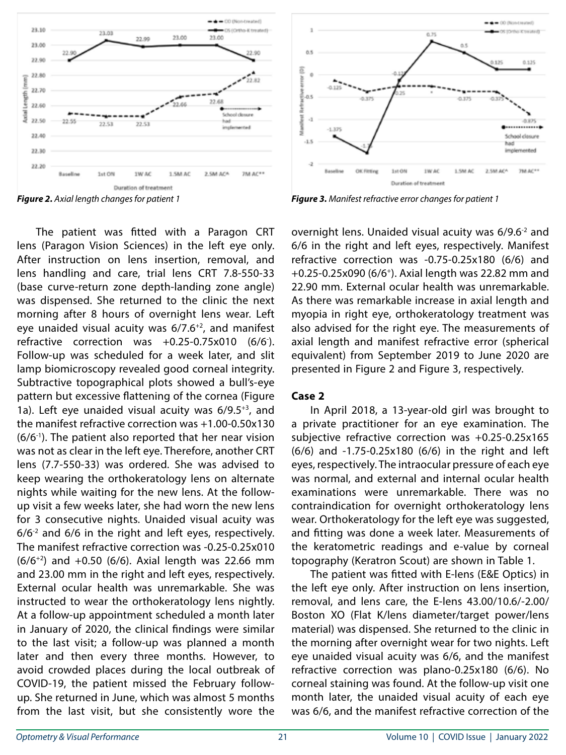*Figure 2. Axial length changes for patient 1*

*Figure 3. Manifest refractive error changes for patient 1*

The patient was fitted with a Paragon CRT lens (Paragon Vision Sciences) in the left eye only. After instruction on lens insertion, removal, and lens handling and care, trial lens CRT 7.8-550-33 (base curve-return zone depth-landing zone angle) was dispensed. She returned to the clinic the next morning after 8 hours of overnight lens wear. Left eye unaided visual acuity was $6/7.6^{+2}$, and manifest refractive correction was +0.25-0.75x010 ($6/6^{-}$). Follow-up was scheduled for a week later, and slit lamp biomicroscopy revealed good corneal integrity. Subtractive topographical plots showed a bull's-eye pattern but excessive flattening of the cornea (Figure 1a). Left eye unaided visual acuity was $6/9.5^{+3}$, and the manifest refractive correction was +1.00-0.50x130 ($6/6^{-1}$). The patient also reported that her near vision was not as clear in the left eye. Therefore, another CRT lens (7.7-550-33) was ordered. She was advised to keep wearing the orthokeratology lens on alternate nights while waiting for the new lens. At the follow-up visit a few weeks later, she had worn the new lens for 3 consecutive nights. Unaided visual acuity was $6/6^{-2}$ and 6/6 in the right and left eyes, respectively. The manifest refractive correction was -0.25-0.25x010 ($6/6^{+2}$) and +0.50 (6/6). Axial length was 22.66 mm and 23.00 mm in the right and left eyes, respectively. External ocular health was unremarkable. She was instructed to wear the orthokeratology lens nightly. At a follow-up appointment scheduled a month later in January of 2020, the clinical findings were similar to the last visit; a follow-up was planned a month later and then every three months. However, to avoid crowded places during the local outbreak of COVID-19, the patient missed the February follow-up. She returned in June, which was almost 5 months from the last visit, but she consistently wore the overnight lens. Unaided visual acuity was $6/9.6^{-2}$ and 6/6 in the right and left eyes, respectively. Manifest refractive correction was -0.75-0.25x180 (6/6) and +0.25-0.25x090 ($6/6^{+}$). Axial length was 22.82 mm and 22.90 mm. External ocular health was unremarkable. As there was remarkable increase in axial length and myopia in right eye, orthokeratology treatment was also advised for the right eye. The measurements of axial length and manifest refractive error (spherical equivalent) from September 2019 to June 2020 are presented in Figure 2 and Figure 3, respectively.

**Case 2**

In April 2018, a 13-year-old girl was brought to a private practitioner for an eye examination. The subjective refractive correction was +0.25-0.25x165 (6/6) and -1.75-0.25x180 (6/6) in the right and left eyes, respectively. The intraocular pressure of each eye was normal, and external and internal ocular health examinations were unremarkable. There was no contraindication for overnight orthokeratology lens wear. Orthokeratology for the left eye was suggested, and fitting was done a week later. Measurements of the keratometric readings and e-value by corneal topography (Keratron Scout) are shown in Table 1.

The patient was fitted with E-lens (E&E Optics) in the left eye only. After instruction on lens insertion, removal, and lens care, the E-lens 43.00/10.6/-2.00/ Boston XO (Flat K/lens diameter/target power/lens material) was dispensed. She returned to the clinic in the morning after overnight wear for two nights. Left eye unaided visual acuity was 6/6, and the manifest refractive correction was plano-0.25x180 (6/6). No corneal staining was found. At the follow-up visit one month later, the unaided visual acuity of each eye was 6/6, and the manifest refractive correction of the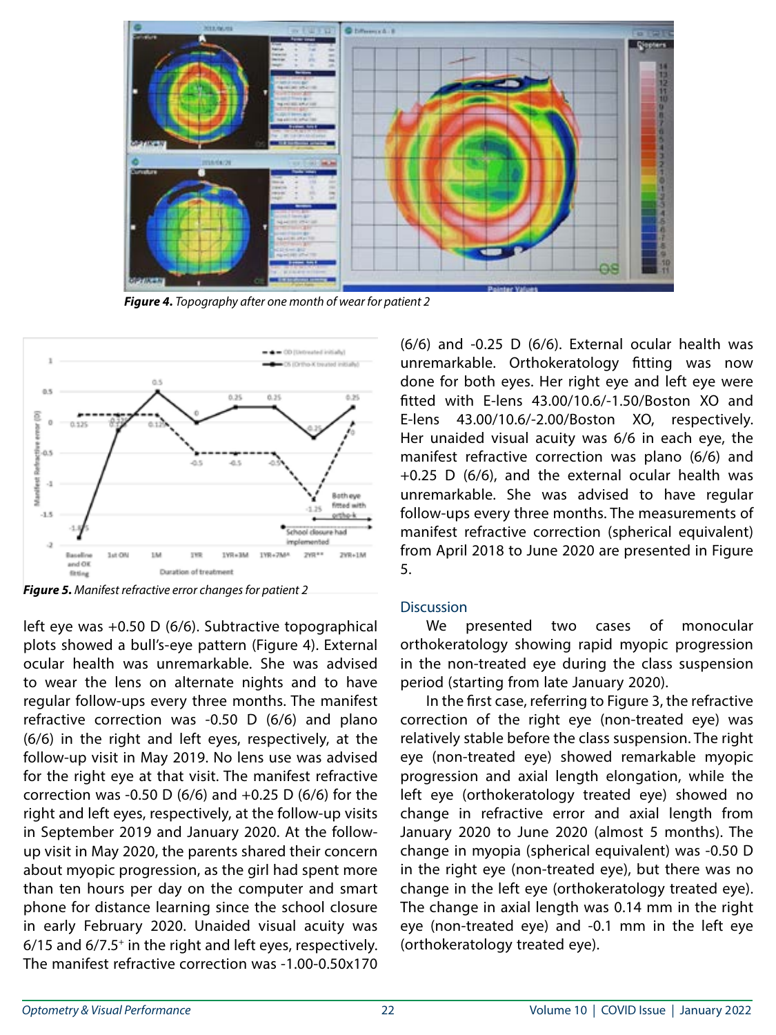*Figure 4. Topography after one month of wear for patient 2*

*Figure 5. Manifest refractive error changes for patient 2*

left eye was +0.50 D (6/6). Subtractive topographical plots showed a bull's-eye pattern (Figure 4). External ocular health was unremarkable. She was advised to wear the lens on alternate nights and to have regular follow-ups every three months. The manifest refractive correction was -0.50 D (6/6) and plano (6/6) in the right and left eyes, respectively, at the follow-up visit in May 2019. No lens use was advised for the right eye at that visit. The manifest refractive correction was -0.50 D (6/6) and +0.25 D (6/6) for the right and left eyes, respectively, at the follow-up visits in September 2019 and January 2020. At the follow-up visit in May 2020, the parents shared their concern about myopic progression, as the girl had spent more than ten hours per day on the computer and smart phone for distance learning since the school closure in early February 2020. Unaided visual acuity was 6/15 and 6/7.5[+] in the right and left eyes, respectively. The manifest refractive correction was -1.00-0.50x170 (6/6) and -0.25 D (6/6). External ocular health was unremarkable. Orthokeratology fitting was now done for both eyes. Her right eye and left eye were fitted with E-lens 43.00/10.6/-1.50/Boston XO and E-lens 43.00/10.6/-2.00/Boston XO, respectively. Her unaided visual acuity was 6/6 in each eye, the manifest refractive correction was plano (6/6) and +0.25 D (6/6), and the external ocular health was unremarkable. She was advised to have regular follow-ups every three months. The measurements of manifest refractive correction (spherical equivalent) from April 2018 to June 2020 are presented in Figure 5.

## Discussion

We presented two cases of monocular orthokeratology showing rapid myopic progression in the non-treated eye during the class suspension period (starting from late January 2020).

In the first case, referring to Figure 3, the refractive correction of the right eye (non-treated eye) was relatively stable before the class suspension. The right eye (non-treated eye) showed remarkable myopic progression and axial length elongation, while the left eye (orthokeratology treated eye) showed no change in refractive error and axial length from January 2020 to June 2020 (almost 5 months). The change in myopia (spherical equivalent) was -0.50 D in the right eye (non-treated eye), but there was no change in the left eye (orthokeratology treated eye). The change in axial length was 0.14 mm in the right eye (non-treated eye) and -0.1 mm in the left eye (orthokeratology treated eye).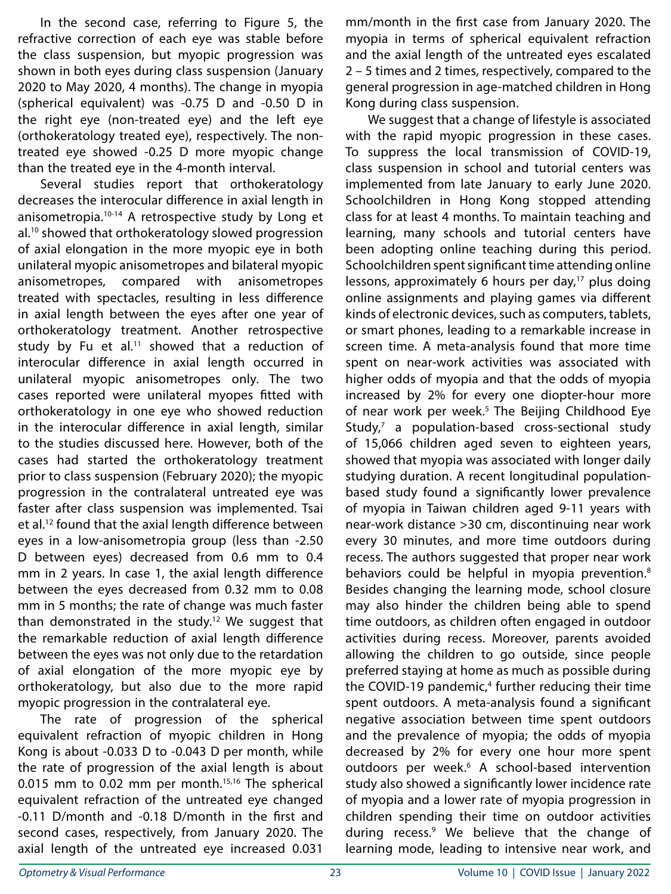In the second case, referring to Figure 5, the refractive correction of each eye was stable before the class suspension, but myopic progression was shown in both eyes during class suspension (January 2020 to May 2020, 4 months). The change in myopia (spherical equivalent) was -0.75 D and -0.50 D in the right eye (non-treated eye) and the left eye (orthokeratology treated eye), respectively. The non-treated eye showed -0.25 D more myopic change than the treated eye in the 4-month interval.

Several studies report that orthokeratology decreases the interocular difference in axial length in anisometropia.[10-14] A retrospective study by Long et al.[10] showed that orthokeratology slowed progression of axial elongation in the more myopic eye in both unilateral myopic anisometropes and bilateral myopic anisometropes, compared with anisometropes treated with spectacles, resulting in less difference in axial length between the eyes after one year of orthokeratology treatment. Another retrospective study by Fu et al.[11] showed that a reduction of interocular difference in axial length occurred in unilateral myopic anisometropes only. The two cases reported were unilateral myopes fitted with orthokeratology in one eye who showed reduction in the interocular difference in axial length, similar to the studies discussed here. However, both of the cases had started the orthokeratology treatment prior to class suspension (February 2020); the myopic progression in the contralateral untreated eye was faster after class suspension was implemented. Tsai et al.[12] found that the axial length difference between eyes in a low-anisometropia group (less than -2.50 D between eyes) decreased from 0.6 mm to 0.4 mm in 2 years. In case 1, the axial length difference between the eyes decreased from 0.32 mm to 0.08 mm in 5 months; the rate of change was much faster than demonstrated in the study.[12] We suggest that the remarkable reduction of axial length difference between the eyes was not only due to the retardation of axial elongation of the more myopic eye by orthokeratology, but also due to the more rapid myopic progression in the contralateral eye.

The rate of progression of the spherical equivalent refraction of myopic children in Hong Kong is about -0.033 D to -0.043 D per month, while the rate of progression of the axial length is about 0.015 mm to 0.02 mm per month.[15,16] The spherical equivalent refraction of the untreated eye changed -0.11 D/month and -0.18 D/month in the first and second cases, respectively, from January 2020. The axial length of the untreated eye increased 0.031 mm/month in the first case from January 2020. The myopia in terms of spherical equivalent refraction and the axial length of the untreated eyes escalated 2 – 5 times and 2 times, respectively, compared to the general progression in age-matched children in Hong Kong during class suspension.

We suggest that a change of lifestyle is associated with the rapid myopic progression in these cases. To suppress the local transmission of COVID-19, class suspension in school and tutorial centers was implemented from late January to early June 2020. Schoolchildren in Hong Kong stopped attending class for at least 4 months. To maintain teaching and learning, many schools and tutorial centers have been adopting online teaching during this period. Schoolchildren spent significant time attending online lessons, approximately 6 hours per day,[17] plus doing online assignments and playing games via different kinds of electronic devices, such as computers, tablets, or smart phones, leading to a remarkable increase in screen time. A meta-analysis found that more time spent on near-work activities was associated with higher odds of myopia and that the odds of myopia increased by 2% for every one diopter-hour more of near work per week.[5] The Beijing Childhood Eye Study,[7] a population-based cross-sectional study of 15,066 children aged seven to eighteen years, showed that myopia was associated with longer daily studying duration. A recent longitudinal population-based study found a significantly lower prevalence of myopia in Taiwan children aged 9-11 years with near-work distance >30 cm, discontinuing near work every 30 minutes, and more time outdoors during recess. The authors suggested that proper near work behaviors could be helpful in myopia prevention.[8] Besides changing the learning mode, school closure may also hinder the children being able to spend time outdoors, as children often engaged in outdoor activities during recess. Moreover, parents avoided allowing the children to go outside, since people preferred staying at home as much as possible during the COVID-19 pandemic,[4] further reducing their time spent outdoors. A meta-analysis found a significant negative association between time spent outdoors and the prevalence of myopia; the odds of myopia decreased by 2% for every one hour more spent outdoors per week.[6] A school-based intervention study also showed a significantly lower incidence rate of myopia and a lower rate of myopia progression in children spending their time on outdoor activities during recess.[9] We believe that the change of learning mode, leading to intensive near work, and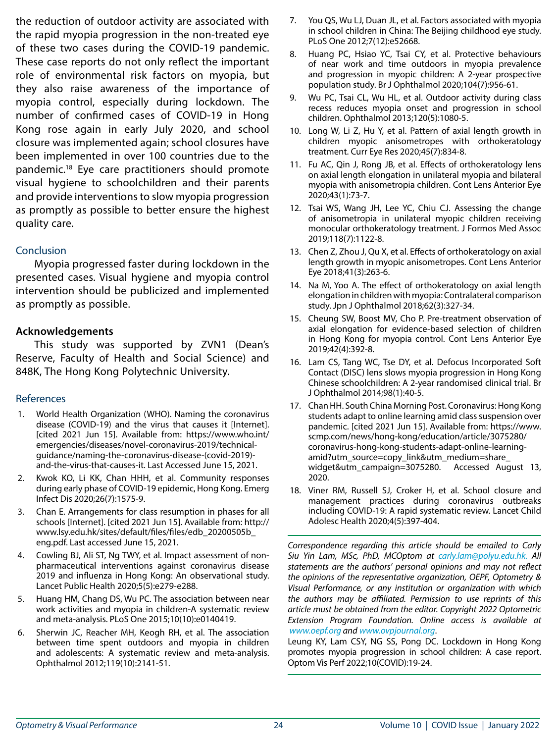the reduction of outdoor activity are associated with the rapid myopia progression in the non-treated eye of these two cases during the COVID-19 pandemic. These case reports do not only reflect the important role of environmental risk factors on myopia, but they also raise awareness of the importance of myopia control, especially during lockdown. The number of confirmed cases of COVID-19 in Hong Kong rose again in early July 2020, and school closure was implemented again; school closures have been implemented in over 100 countries due to the pandemic.[18] Eye care practitioners should promote visual hygiene to schoolchildren and their parents and provide interventions to slow myopia progression as promptly as possible to better ensure the highest quality care.

## Conclusion

Myopia progressed faster during lockdown in the presented cases. Visual hygiene and myopia control intervention should be publicized and implemented as promptly as possible.

### Acknowledgements

This study was supported by ZVN1 (Dean's Reserve, Faculty of Health and Social Science) and 848K, The Hong Kong Polytechnic University.

## References

1. World Health Organization (WHO). Naming the coronavirus disease (COVID-19) and the virus that causes it [Internet]. [cited 2021 Jun 15]. Available from: https://www.who.int/emergencies/diseases/novel-coronavirus-2019/technical-guidance/naming-the-coronavirus-disease-(covid-2019)-and-the-virus-that-causes-it. Last Accessed June 15, 2021.
2. Kwok KO, Li KK, Chan HHH, et al. Community responses during early phase of COVID-19 epidemic, Hong Kong. Emerg Infect Dis 2020;26(7):1575-9.
3. Chan E. Arrangements for class resumption in phases for all schools [Internet]. [cited 2021 Jun 15]. Available from: http://www.lsy.edu.hk/sites/default/files/files/edb_20200505b_eng.pdf. Last accessed June 15, 2021.
4. Cowling BJ, Ali ST, Ng TWY, et al. Impact assessment of non-pharmaceutical interventions against coronavirus disease 2019 and influenza in Hong Kong: An observational study. Lancet Public Health 2020;5(5):e279-e288.
5. Huang HM, Chang DS, Wu PC. The association between near work activities and myopia in children-A systematic review and meta-analysis. PLoS One 2015;10(10):e0140419.
6. Sherwin JC, Reacher MH, Keogh RH, et al. The association between time spent outdoors and myopia in children and adolescents: A systematic review and meta-analysis. Ophthalmol 2012;119(10):2141-51.
7. You QS, Wu LJ, Duan JL, et al. Factors associated with myopia in school children in China: The Beijing childhood eye study. PLoS One 2012;7(12):e52668.
8. Huang PC, Hsiao YC, Tsai CY, et al. Protective behaviours of near work and time outdoors in myopia prevalence and progression in myopic children: A 2-year prospective population study. Br J Ophthalmol 2020;104(7):956-61.
9. Wu PC, Tsai CL, Wu HL, et al. Outdoor activity during class recess reduces myopia onset and progression in school children. Ophthalmol 2013;120(5):1080-5.
10. Long W, Li Z, Hu Y, et al. Pattern of axial length growth in children myopic anisometropes with orthokeratology treatment. Curr Eye Res 2020;45(7):834-8.
11. Fu AC, Qin J, Rong JB, et al. Effects of orthokeratology lens on axial length elongation in unilateral myopia and bilateral myopia with anisometropia children. Cont Lens Anterior Eye 2020;43(1):73-7.
12. Tsai WS, Wang JH, Lee YC, Chiu CJ. Assessing the change of anisometropia in unilateral myopic children receiving monocular orthokeratology treatment. J Formos Med Assoc 2019;118(7):1122-8.
13. Chen Z, Zhou J, Qu X, et al. Effects of orthokeratology on axial length growth in myopic anisometropes. Cont Lens Anterior Eye 2018;41(3):263-6.
14. Na M, Yoo A. The effect of orthokeratology on axial length elongation in children with myopia: Contralateral comparison study. Jpn J Ophthalmol 2018;62(3):327-34.
15. Cheung SW, Boost MV, Cho P. Pre-treatment observation of axial elongation for evidence-based selection of children in Hong Kong for myopia control. Cont Lens Anterior Eye 2019;42(4):392-8.
16. Lam CS, Tang WC, Tse DY, et al. Defocus Incorporated Soft Contact (DISC) lens slows myopia progression in Hong Kong Chinese schoolchildren: A 2-year randomised clinical trial. Br J Ophthalmol 2014;98(1):40-5.
17. Chan HH. South China Morning Post. Coronavirus: Hong Kong students adapt to online learning amid class suspension over pandemic. [cited 2021 Jun 15]. Available from: https://www.scmp.com/news/hong-kong/education/article/3075280/coronavirus-hong-kong-students-adapt-online-learning-amid?utm_source=copy_link&utm_medium=share_widget&utm_campaign=3075280. Accessed August 13, 2020.
18. Viner RM, Russell SJ, Croker H, et al. School closure and management practices during coronavirus outbreaks including COVID-19: A rapid systematic review. Lancet Child Adolesc Health 2020;4(5):397-404.

---

*Correspondence regarding this article should be emailed to Carly Siu Yin Lam, MSc, PhD, MCOptom at carly.lam@polyu.edu.hk. All statements are the authors' personal opinions and may not reflect the opinions of the representative organization, OEPF, Optometry & Visual Performance, or any institution or organization with which the authors may be affiliated. Permission to use reprints of this article must be obtained from the editor. Copyright 2022 Optometric Extension Program Foundation. Online access is available at www.oepf.org and www.ovpjournal.org.*

Leung KY, Lam CSY, NG SS, Pong DC. Lockdown in Hong Kong promotes myopia progression in school children: A case report. Optom Vis Perf 2022;10(COVID):19-24.